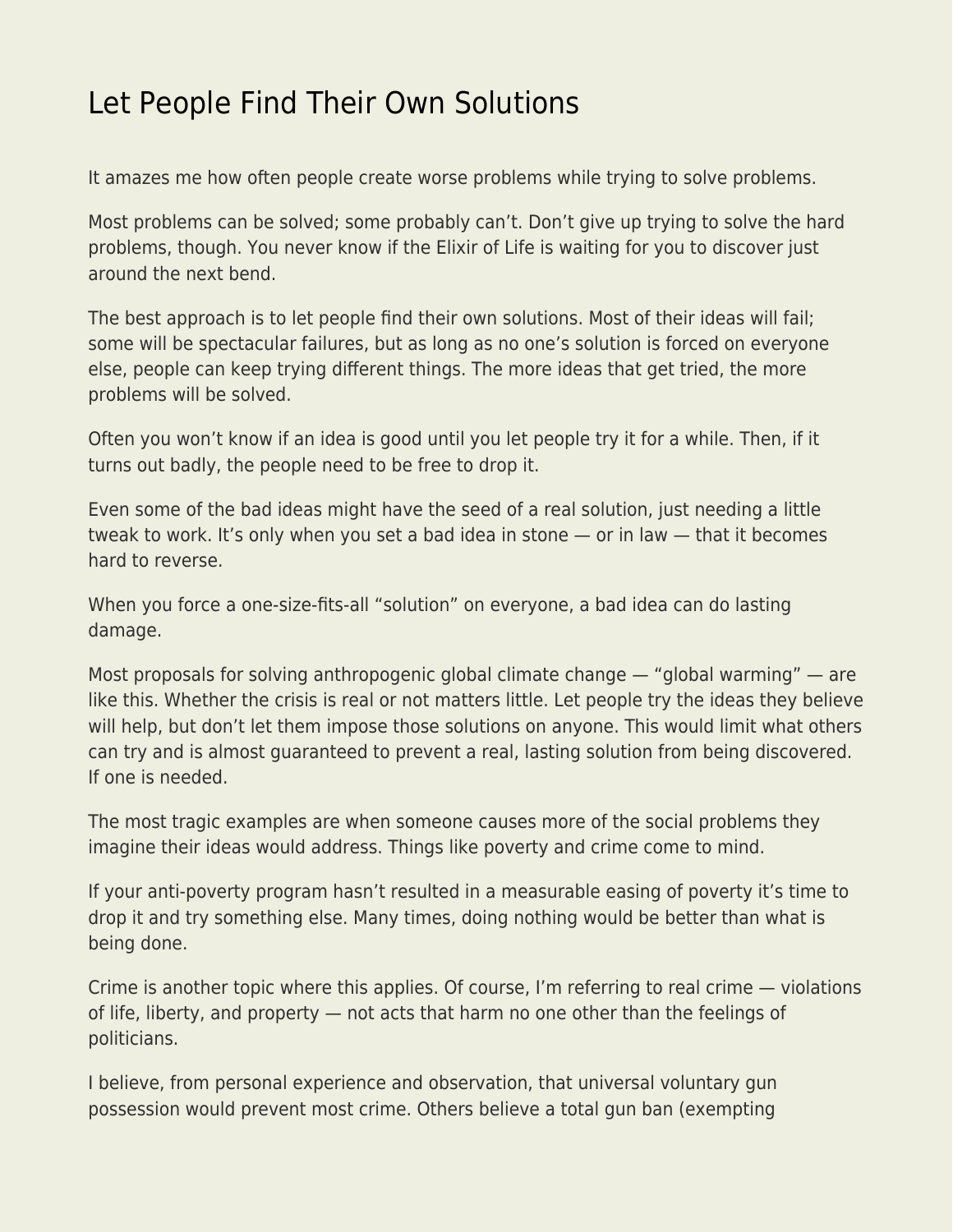# Let People Find Their Own Solutions

It amazes me how often people create worse problems while trying to solve problems.

Most problems can be solved; some probably can't. Don't give up trying to solve the hard problems, though. You never know if the Elixir of Life is waiting for you to discover just around the next bend.

The best approach is to let people find their own solutions. Most of their ideas will fail; some will be spectacular failures, but as long as no one's solution is forced on everyone else, people can keep trying different things. The more ideas that get tried, the more problems will be solved.

Often you won't know if an idea is good until you let people try it for a while. Then, if it turns out badly, the people need to be free to drop it.

Even some of the bad ideas might have the seed of a real solution, just needing a little tweak to work. It's only when you set a bad idea in stone — or in law — that it becomes hard to reverse.

When you force a one-size-fits-all "solution" on everyone, a bad idea can do lasting damage.

Most proposals for solving anthropogenic global climate change — "global warming" — are like this. Whether the crisis is real or not matters little. Let people try the ideas they believe will help, but don't let them impose those solutions on anyone. This would limit what others can try and is almost guaranteed to prevent a real, lasting solution from being discovered. If one is needed.

The most tragic examples are when someone causes more of the social problems they imagine their ideas would address. Things like poverty and crime come to mind.

If your anti-poverty program hasn't resulted in a measurable easing of poverty it's time to drop it and try something else. Many times, doing nothing would be better than what is being done.

Crime is another topic where this applies. Of course, I'm referring to real crime — violations of life, liberty, and property — not acts that harm no one other than the feelings of politicians.

I believe, from personal experience and observation, that universal voluntary gun possession would prevent most crime. Others believe a total gun ban (exempting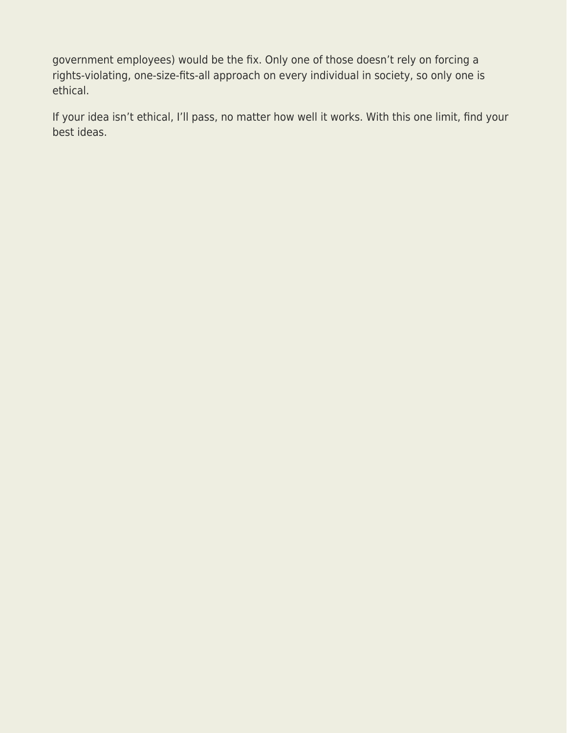government employees) would be the fix. Only one of those doesn't rely on forcing a rights-violating, one-size-fits-all approach on every individual in society, so only one is ethical.

If your idea isn't ethical, I'll pass, no matter how well it works. With this one limit, find your best ideas.